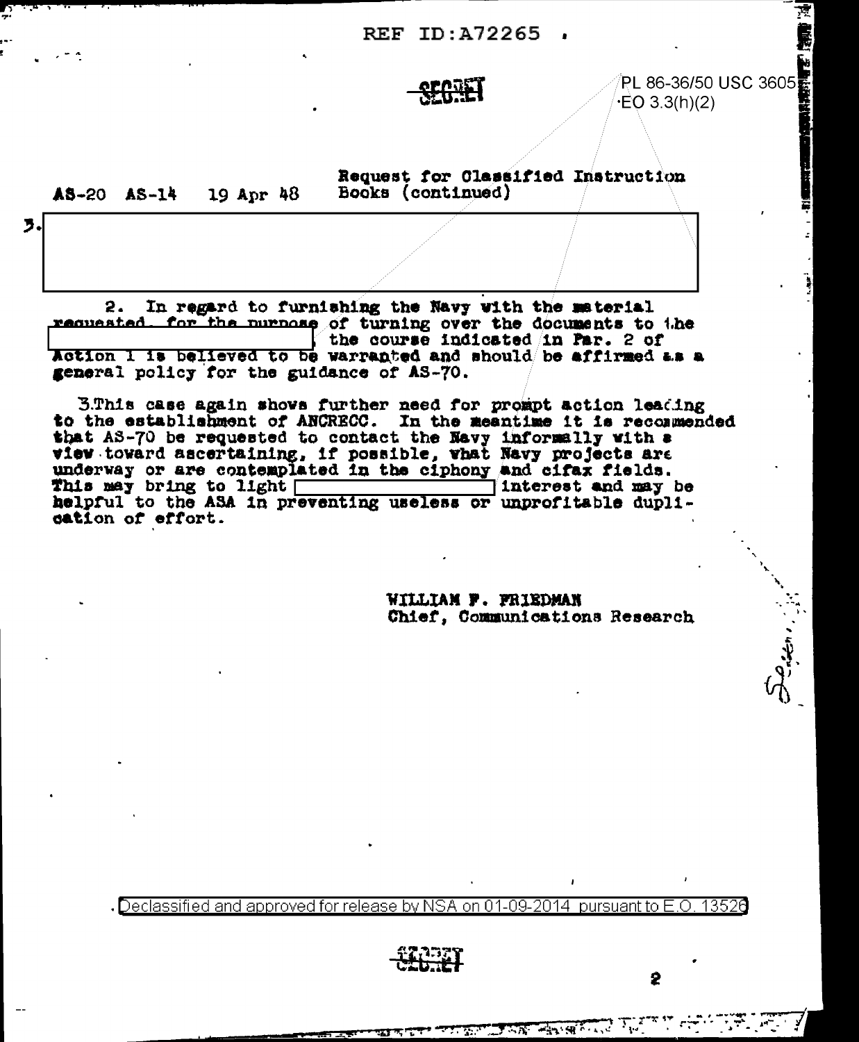REF ID:A72265

SECRET

PL 86-36/50 USC 3605
EO 3.3(h)(2)

AS-20 AS-14 19 Apr 48

Request for Classified Instruction Books (continued)

3. [redacted]

2. In regard to furnishing the Navy with the material requested, for the purpose of turning over the documents to the [redacted], the course indicated in Par. 2 of Action 1 is believed to be warranted and should be affirmed as a general policy for the guidance of AS-70.

3. This case again shows further need for prompt action leading to the establishment of ANCRECC. In the meantime it is recommended that AS-70 be requested to contact the Navy informally with a view toward ascertaining, if possible, what Navy projects are underway or are contemplated in the ciphony and cifax fields. This may bring to light [redacted] interest and may be helpful to the ASA in preventing useless or unprofitable duplication of effort.

WILLIAM F. FRIEDMAN
Chief, Communications Research

Declassified and approved for release by NSA on 01-09-2014 pursuant to E.O. 13526

SECRET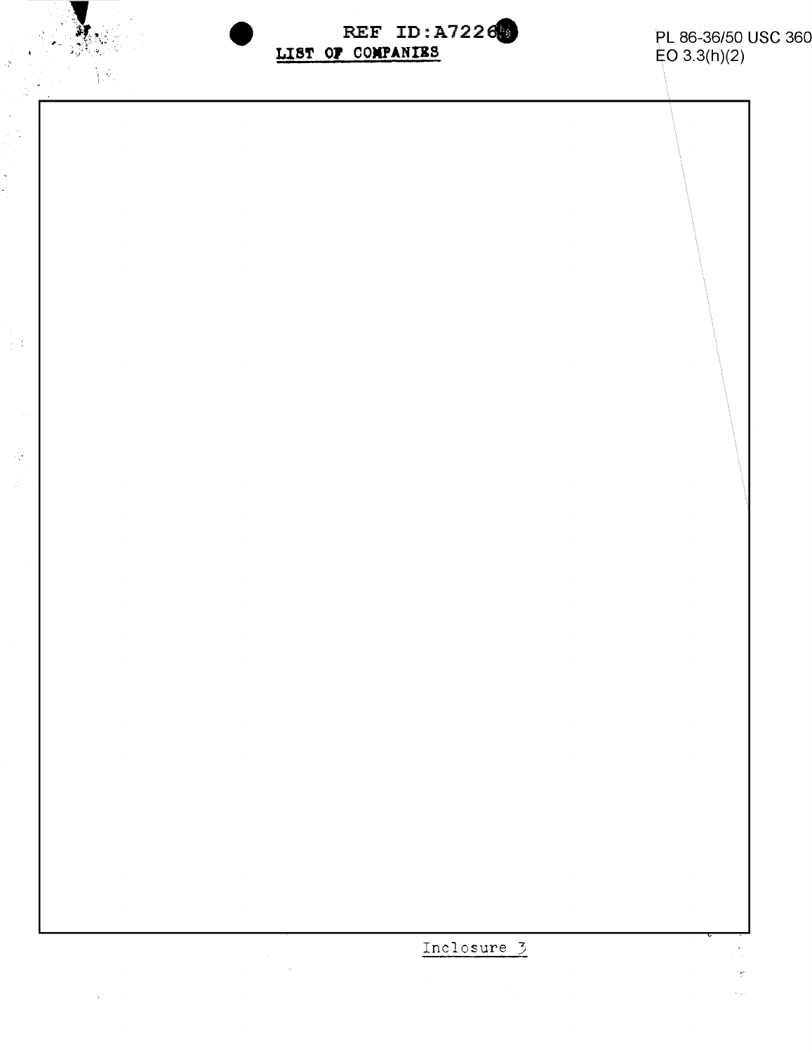# LIST OF COMPANIES

PL 86-36/50 USC 360
EO 3.3(h)(2)

Inclosure 3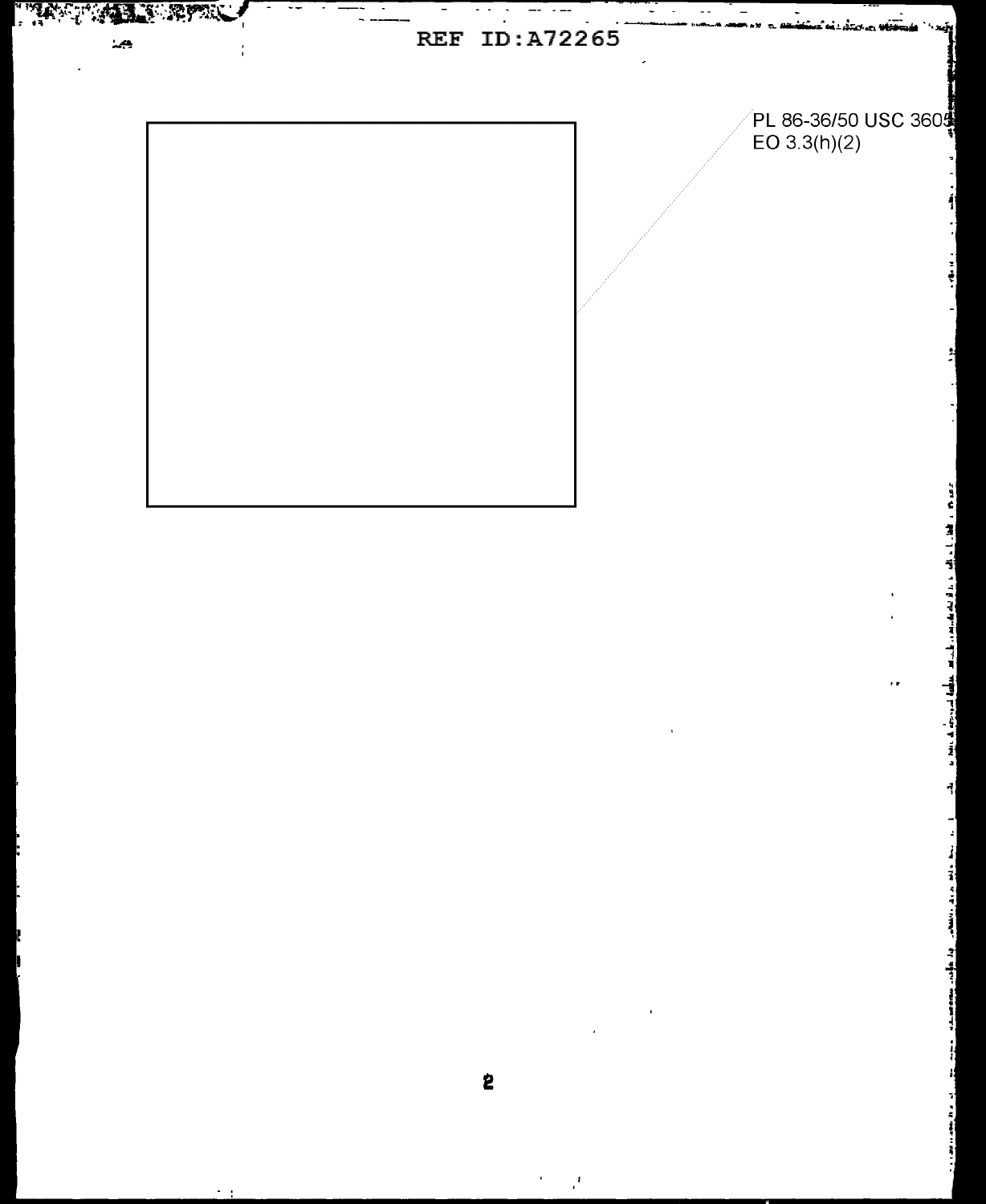PL 86-36/50 USC 3605
EO 3.3(h)(2)